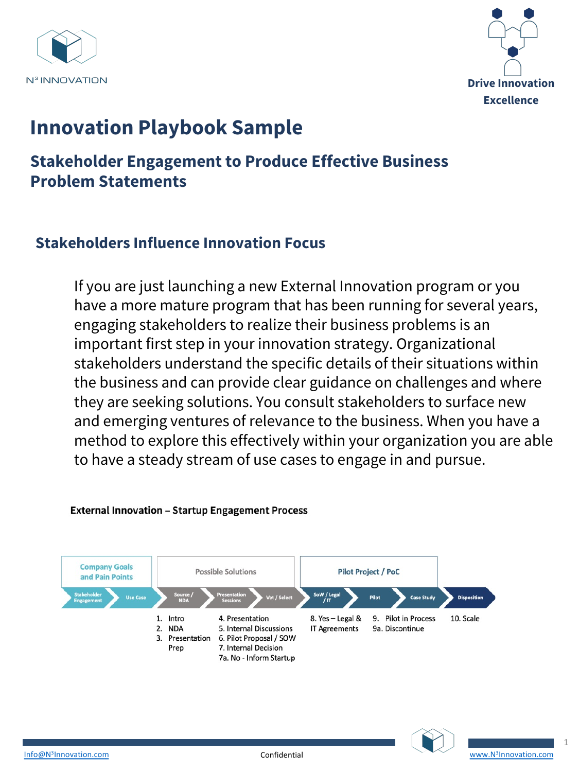N[3] INNOVATION

**Drive Innovation Excellence**

# Innovation Playbook Sample

## Stakeholder Engagement to Produce Effective Business Problem Statements

### Stakeholders Influence Innovation Focus

If you are just launching a new External Innovation program or you have a more mature program that has been running for several years, engaging stakeholders to realize their business problems is an important first step in your innovation strategy. Organizational stakeholders understand the specific details of their situations within the business and can provide clear guidance on challenges and where they are seeking solutions. You consult stakeholders to surface new and emerging ventures of relevance to the business. When you have a method to explore this effectively within your organization you are able to have a steady stream of use cases to engage in and pursue.

**External Innovation – Startup Engagement Process**

| Company Goals and Pain Points | | Possible Solutions | | | Pilot Project / PoC | | | |
|---|---|---|---|---|---|---|---|---|
| Stakeholder Engagement | Use Case | Source / NDA | Presentation Sessions | Vet / Select | SoW / Legal / IT | Pilot | Case Study | Disposition |
| | | 1. Intro<br>2. NDA<br>3. Presentation Prep | 4. Presentation<br>5. Internal Discussions<br>6. Pilot Proposal / SOW<br>7. Internal Decision<br>7a. No - Inform Startup | | 8. Yes – Legal & IT Agreements | 9. Pilot in Process<br>9a. Discontinue | | 10. Scale |

Info@N[3]Innovation.com Confidential www.N[3]Innovation.com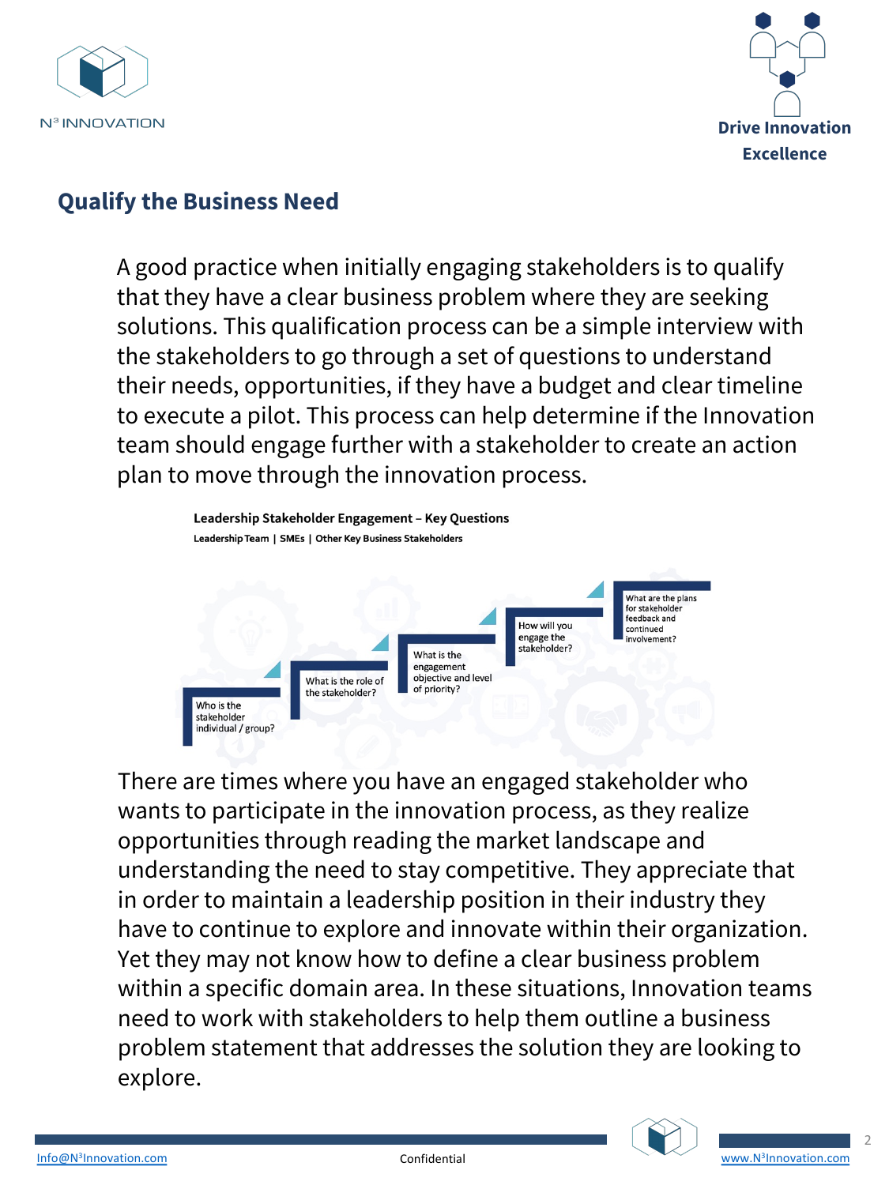## Qualify the Business Need

A good practice when initially engaging stakeholders is to qualify that they have a clear business problem where they are seeking solutions. This qualification process can be a simple interview with the stakeholders to go through a set of questions to understand their needs, opportunities, if they have a budget and clear timeline to execute a pilot. This process can help determine if the Innovation team should engage further with a stakeholder to create an action plan to move through the innovation process.

**Leadership Stakeholder Engagement – Key Questions**

**Leadership Team | SMEs | Other Key Business Stakeholders**

1. Who is the stakeholder individual / group?
2. What is the role of the stakeholder?
3. What is the engagement objective and level of priority?
4. How will you engage the stakeholder?
5. What are the plans for stakeholder feedback and continued involvement?

There are times where you have an engaged stakeholder who wants to participate in the innovation process, as they realize opportunities through reading the market landscape and understanding the need to stay competitive. They appreciate that in order to maintain a leadership position in their industry they have to continue to explore and innovate within their organization. Yet they may not know how to define a clear business problem within a specific domain area. In these situations, Innovation teams need to work with stakeholders to help them outline a business problem statement that addresses the solution they are looking to explore.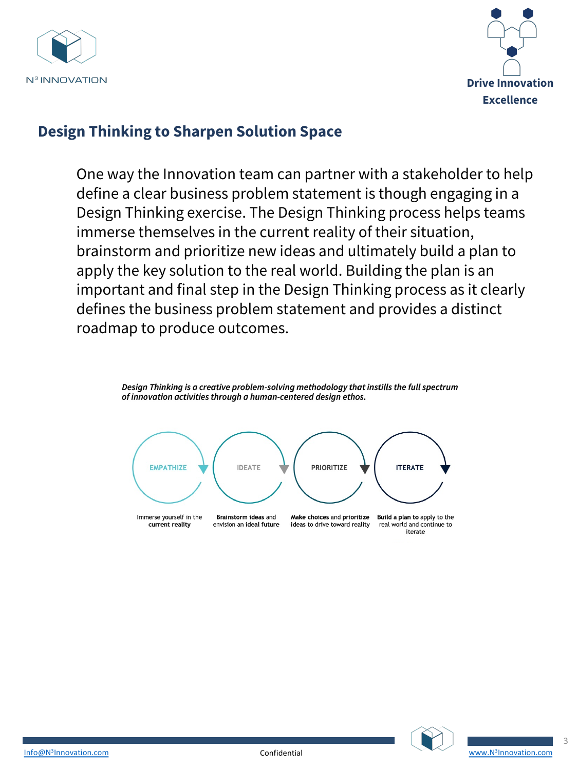## Design Thinking to Sharpen Solution Space

One way the Innovation team can partner with a stakeholder to help define a clear business problem statement is though engaging in a Design Thinking exercise. The Design Thinking process helps teams immerse themselves in the current reality of their situation, brainstorm and prioritize new ideas and ultimately build a plan to apply the key solution to the real world. Building the plan is an important and final step in the Design Thinking process as it clearly defines the business problem statement and provides a distinct roadmap to produce outcomes.

***Design Thinking is a creative problem-solving methodology that instills the full spectrum of innovation activities through a human-centered design ethos.***

**EMPATHIZE** — Immerse yourself in the **current reality**

**IDEATE** — **Brainstorm ideas** and envision an **ideal future**

**PRIORITIZE** — **Make choices** and **prioritize** ideas to drive toward reality

**ITERATE** — **Build a plan to** apply to the real world and continue to iterate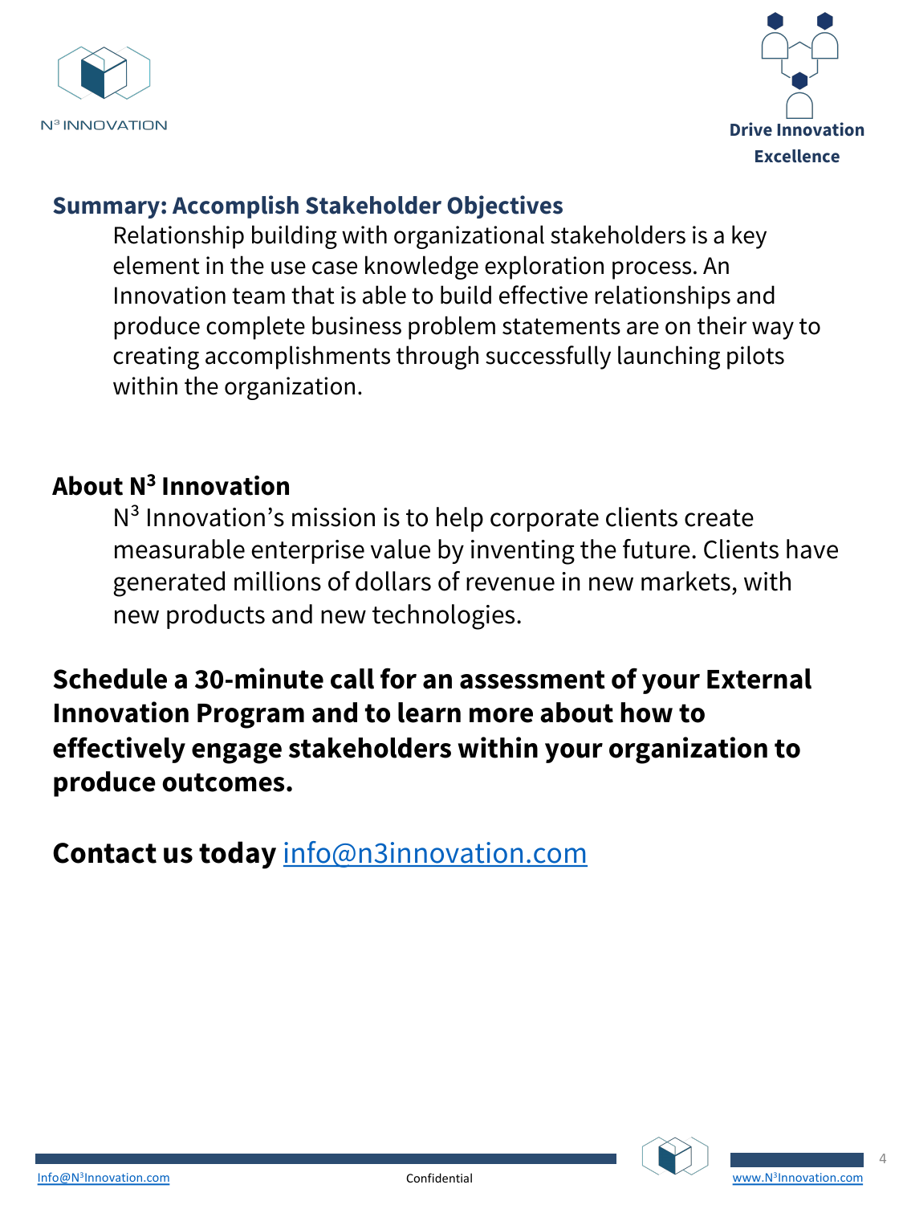Drive Innovation Excellence

## Summary: Accomplish Stakeholder Objectives

Relationship building with organizational stakeholders is a key element in the use case knowledge exploration process. An Innovation team that is able to build effective relationships and produce complete business problem statements are on their way to creating accomplishments through successfully launching pilots within the organization.

## About N³ Innovation

N³ Innovation's mission is to help corporate clients create measurable enterprise value by inventing the future. Clients have generated millions of dollars of revenue in new markets, with new products and new technologies.

**Schedule a 30-minute call for an assessment of your External Innovation Program and to learn more about how to effectively engage stakeholders within your organization to produce outcomes.**

**Contact us today** [info@n3innovation.com](mailto:info@n3innovation.com)